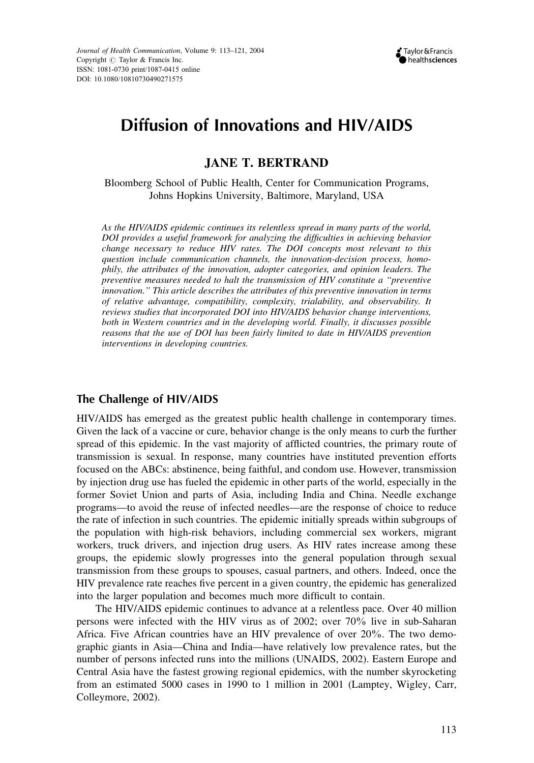# Diffusion of Innovations and HIV/AIDS

## JANE T. BERTRAND

Bloomberg School of Public Health, Center for Communication Programs, Johns Hopkins University, Baltimore, Maryland, USA

*As the HIV/AIDS epidemic continues its relentless spread in many parts of the world, DOI provides a useful framework for analyzing the difficulties in achieving behavior change necessary to reduce HIV rates. The DOI concepts most relevant to this question include communication channels, the innovation-decision process, homophily, the attributes of the innovation, adopter categories, and opinion leaders. The preventive measures needed to halt the transmission of HIV constitute a "preventive innovation." This article describes the attributes of this preventive innovation in terms of relative advantage, compatibility, complexity, trialability, and observability. It reviews studies that incorporated DOI into HIV/AIDS behavior change interventions, both in Western countries and in the developing world. Finally, it discusses possible reasons that the use of DOI has been fairly limited to date in HIV/AIDS prevention interventions in developing countries.*

## The Challenge of HIV/AIDS

HIV/AIDS has emerged as the greatest public health challenge in contemporary times. Given the lack of a vaccine or cure, behavior change is the only means to curb the further spread of this epidemic. In the vast majority of afflicted countries, the primary route of transmission is sexual. In response, many countries have instituted prevention efforts focused on the ABCs: abstinence, being faithful, and condom use. However, transmission by injection drug use has fueled the epidemic in other parts of the world, especially in the former Soviet Union and parts of Asia, including India and China. Needle exchange programs—to avoid the reuse of infected needles—are the response of choice to reduce the rate of infection in such countries. The epidemic initially spreads within subgroups of the population with high-risk behaviors, including commercial sex workers, migrant workers, truck drivers, and injection drug users. As HIV rates increase among these groups, the epidemic slowly progresses into the general population through sexual transmission from these groups to spouses, casual partners, and others. Indeed, once the HIV prevalence rate reaches five percent in a given country, the epidemic has generalized into the larger population and becomes much more difficult to contain.

The HIV/AIDS epidemic continues to advance at a relentless pace. Over 40 million persons were infected with the HIV virus as of 2002; over 70% live in sub-Saharan Africa. Five African countries have an HIV prevalence of over 20%. The two demographic giants in Asia—China and India—have relatively low prevalence rates, but the number of persons infected runs into the millions (UNAIDS, 2002). Eastern Europe and Central Asia have the fastest growing regional epidemics, with the number skyrocketing from an estimated 5000 cases in 1990 to 1 million in 2001 (Lamptey, Wigley, Carr, Colleymore, 2002).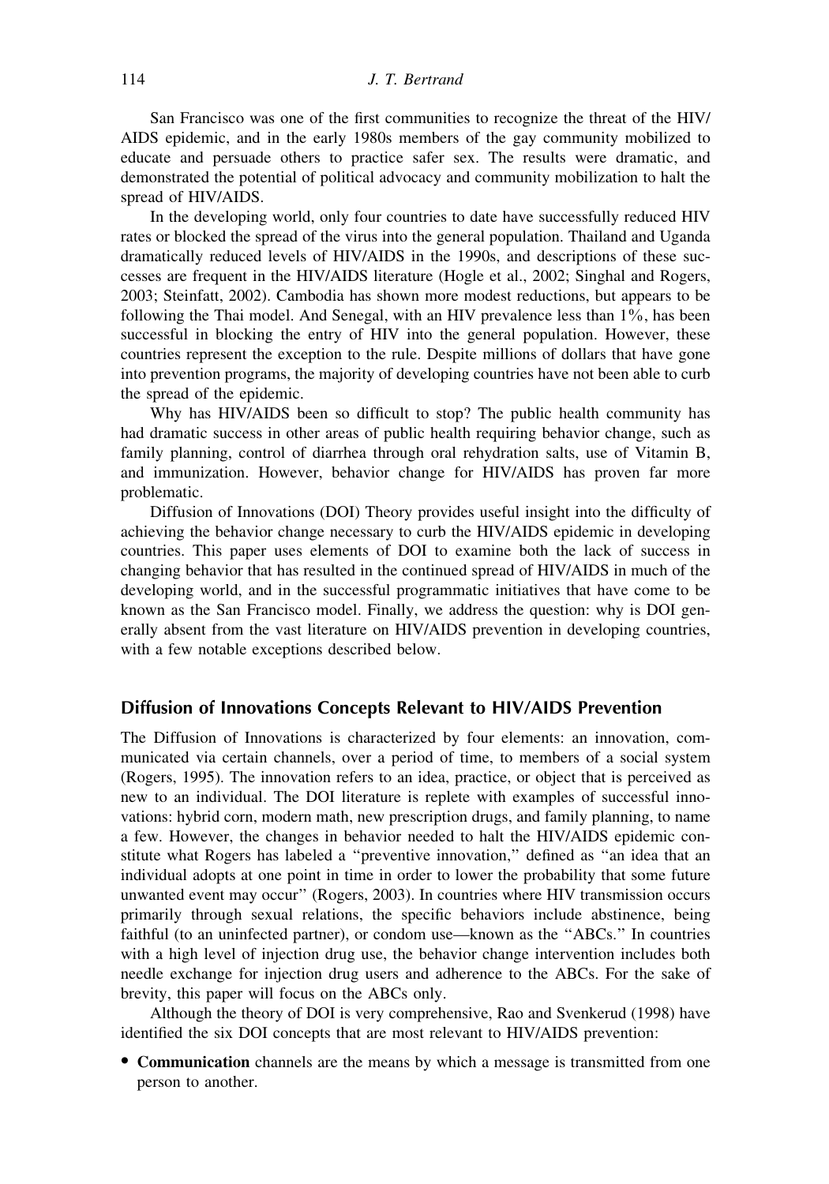San Francisco was one of the first communities to recognize the threat of the HIV/AIDS epidemic, and in the early 1980s members of the gay community mobilized to educate and persuade others to practice safer sex. The results were dramatic, and demonstrated the potential of political advocacy and community mobilization to halt the spread of HIV/AIDS.

In the developing world, only four countries to date have successfully reduced HIV rates or blocked the spread of the virus into the general population. Thailand and Uganda dramatically reduced levels of HIV/AIDS in the 1990s, and descriptions of these successes are frequent in the HIV/AIDS literature (Hogle et al., 2002; Singhal and Rogers, 2003; Steinfatt, 2002). Cambodia has shown more modest reductions, but appears to be following the Thai model. And Senegal, with an HIV prevalence less than 1%, has been successful in blocking the entry of HIV into the general population. However, these countries represent the exception to the rule. Despite millions of dollars that have gone into prevention programs, the majority of developing countries have not been able to curb the spread of the epidemic.

Why has HIV/AIDS been so difficult to stop? The public health community has had dramatic success in other areas of public health requiring behavior change, such as family planning, control of diarrhea through oral rehydration salts, use of Vitamin B, and immunization. However, behavior change for HIV/AIDS has proven far more problematic.

Diffusion of Innovations (DOI) Theory provides useful insight into the difficulty of achieving the behavior change necessary to curb the HIV/AIDS epidemic in developing countries. This paper uses elements of DOI to examine both the lack of success in changing behavior that has resulted in the continued spread of HIV/AIDS in much of the developing world, and in the successful programmatic initiatives that have come to be known as the San Francisco model. Finally, we address the question: why is DOI generally absent from the vast literature on HIV/AIDS prevention in developing countries, with a few notable exceptions described below.

## Diffusion of Innovations Concepts Relevant to HIV/AIDS Prevention

The Diffusion of Innovations is characterized by four elements: an innovation, communicated via certain channels, over a period of time, to members of a social system (Rogers, 1995). The innovation refers to an idea, practice, or object that is perceived as new to an individual. The DOI literature is replete with examples of successful innovations: hybrid corn, modern math, new prescription drugs, and family planning, to name a few. However, the changes in behavior needed to halt the HIV/AIDS epidemic constitute what Rogers has labeled a "preventive innovation," defined as "an idea that an individual adopts at one point in time in order to lower the probability that some future unwanted event may occur" (Rogers, 2003). In countries where HIV transmission occurs primarily through sexual relations, the specific behaviors include abstinence, being faithful (to an uninfected partner), or condom use—known as the "ABCs." In countries with a high level of injection drug use, the behavior change intervention includes both needle exchange for injection drug users and adherence to the ABCs. For the sake of brevity, this paper will focus on the ABCs only.

Although the theory of DOI is very comprehensive, Rao and Svenkerud (1998) have identified the six DOI concepts that are most relevant to HIV/AIDS prevention:

- **Communication** channels are the means by which a message is transmitted from one person to another.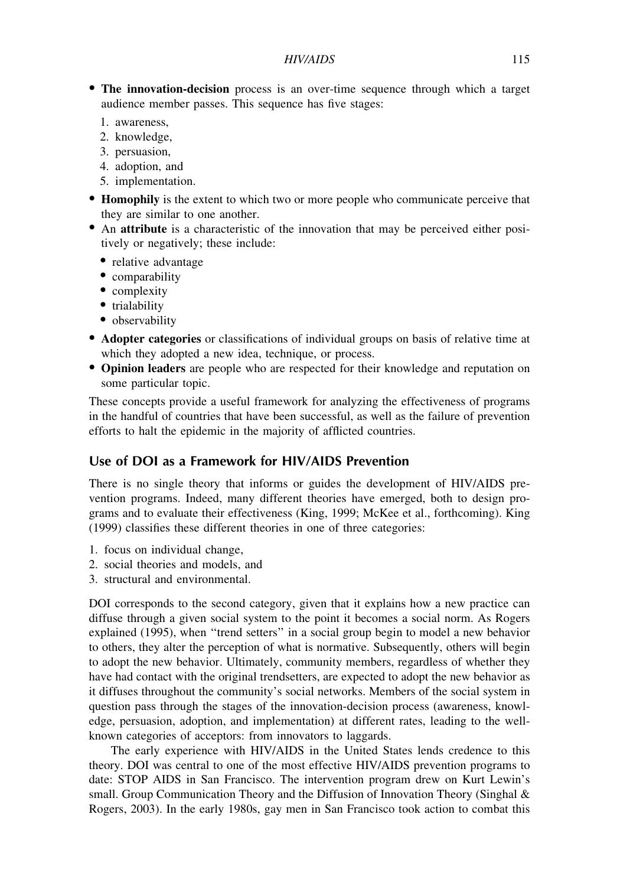- **The innovation-decision** process is an over-time sequence through which a target audience member passes. This sequence has five stages:
  1. awareness,
  2. knowledge,
  3. persuasion,
  4. adoption, and
  5. implementation.
- **Homophily** is the extent to which two or more people who communicate perceive that they are similar to one another.
- An **attribute** is a characteristic of the innovation that may be perceived either positively or negatively; these include:
  - relative advantage
  - comparability
  - complexity
  - trialability
  - observability
- **Adopter categories** or classifications of individual groups on basis of relative time at which they adopted a new idea, technique, or process.
- **Opinion leaders** are people who are respected for their knowledge and reputation on some particular topic.

These concepts provide a useful framework for analyzing the effectiveness of programs in the handful of countries that have been successful, as well as the failure of prevention efforts to halt the epidemic in the majority of afflicted countries.

## Use of DOI as a Framework for HIV/AIDS Prevention

There is no single theory that informs or guides the development of HIV/AIDS prevention programs. Indeed, many different theories have emerged, both to design programs and to evaluate their effectiveness (King, 1999; McKee et al., forthcoming). King (1999) classifies these different theories in one of three categories:

1. focus on individual change,
2. social theories and models, and
3. structural and environmental.

DOI corresponds to the second category, given that it explains how a new practice can diffuse through a given social system to the point it becomes a social norm. As Rogers explained (1995), when "trend setters" in a social group begin to model a new behavior to others, they alter the perception of what is normative. Subsequently, others will begin to adopt the new behavior. Ultimately, community members, regardless of whether they have had contact with the original trendsetters, are expected to adopt the new behavior as it diffuses throughout the community's social networks. Members of the social system in question pass through the stages of the innovation-decision process (awareness, knowledge, persuasion, adoption, and implementation) at different rates, leading to the well-known categories of acceptors: from innovators to laggards.

The early experience with HIV/AIDS in the United States lends credence to this theory. DOI was central to one of the most effective HIV/AIDS prevention programs to date: STOP AIDS in San Francisco. The intervention program drew on Kurt Lewin's small. Group Communication Theory and the Diffusion of Innovation Theory (Singhal & Rogers, 2003). In the early 1980s, gay men in San Francisco took action to combat this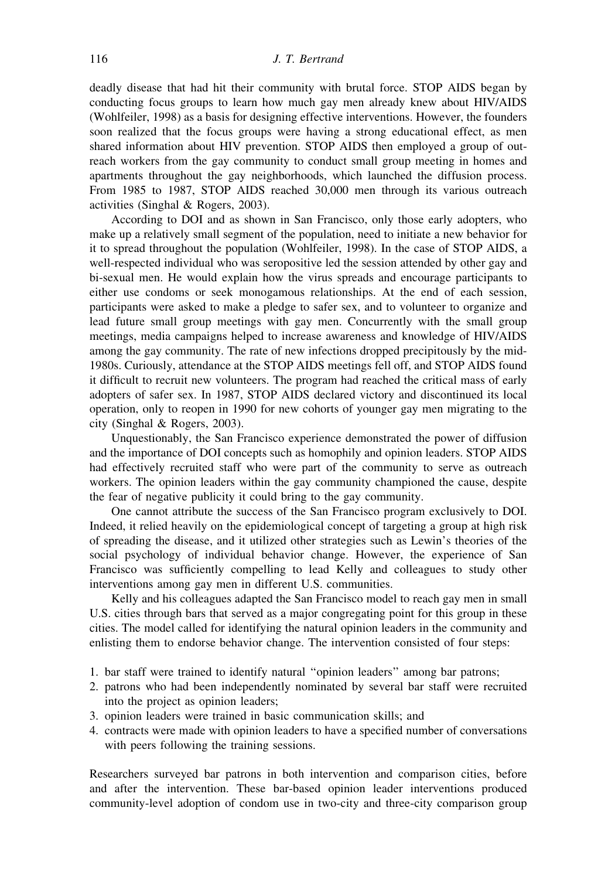deadly disease that had hit their community with brutal force. STOP AIDS began by conducting focus groups to learn how much gay men already knew about HIV/AIDS (Wohlfeiler, 1998) as a basis for designing effective interventions. However, the founders soon realized that the focus groups were having a strong educational effect, as men shared information about HIV prevention. STOP AIDS then employed a group of outreach workers from the gay community to conduct small group meeting in homes and apartments throughout the gay neighborhoods, which launched the diffusion process. From 1985 to 1987, STOP AIDS reached 30,000 men through its various outreach activities (Singhal & Rogers, 2003).

According to DOI and as shown in San Francisco, only those early adopters, who make up a relatively small segment of the population, need to initiate a new behavior for it to spread throughout the population (Wohlfeiler, 1998). In the case of STOP AIDS, a well-respected individual who was seropositive led the session attended by other gay and bi-sexual men. He would explain how the virus spreads and encourage participants to either use condoms or seek monogamous relationships. At the end of each session, participants were asked to make a pledge to safer sex, and to volunteer to organize and lead future small group meetings with gay men. Concurrently with the small group meetings, media campaigns helped to increase awareness and knowledge of HIV/AIDS among the gay community. The rate of new infections dropped precipitously by the mid-1980s. Curiously, attendance at the STOP AIDS meetings fell off, and STOP AIDS found it difficult to recruit new volunteers. The program had reached the critical mass of early adopters of safer sex. In 1987, STOP AIDS declared victory and discontinued its local operation, only to reopen in 1990 for new cohorts of younger gay men migrating to the city (Singhal & Rogers, 2003).

Unquestionably, the San Francisco experience demonstrated the power of diffusion and the importance of DOI concepts such as homophily and opinion leaders. STOP AIDS had effectively recruited staff who were part of the community to serve as outreach workers. The opinion leaders within the gay community championed the cause, despite the fear of negative publicity it could bring to the gay community.

One cannot attribute the success of the San Francisco program exclusively to DOI. Indeed, it relied heavily on the epidemiological concept of targeting a group at high risk of spreading the disease, and it utilized other strategies such as Lewin's theories of the social psychology of individual behavior change. However, the experience of San Francisco was sufficiently compelling to lead Kelly and colleagues to study other interventions among gay men in different U.S. communities.

Kelly and his colleagues adapted the San Francisco model to reach gay men in small U.S. cities through bars that served as a major congregating point for this group in these cities. The model called for identifying the natural opinion leaders in the community and enlisting them to endorse behavior change. The intervention consisted of four steps:

1. bar staff were trained to identify natural "opinion leaders" among bar patrons;
2. patrons who had been independently nominated by several bar staff were recruited into the project as opinion leaders;
3. opinion leaders were trained in basic communication skills; and
4. contracts were made with opinion leaders to have a specified number of conversations with peers following the training sessions.

Researchers surveyed bar patrons in both intervention and comparison cities, before and after the intervention. These bar-based opinion leader interventions produced community-level adoption of condom use in two-city and three-city comparison group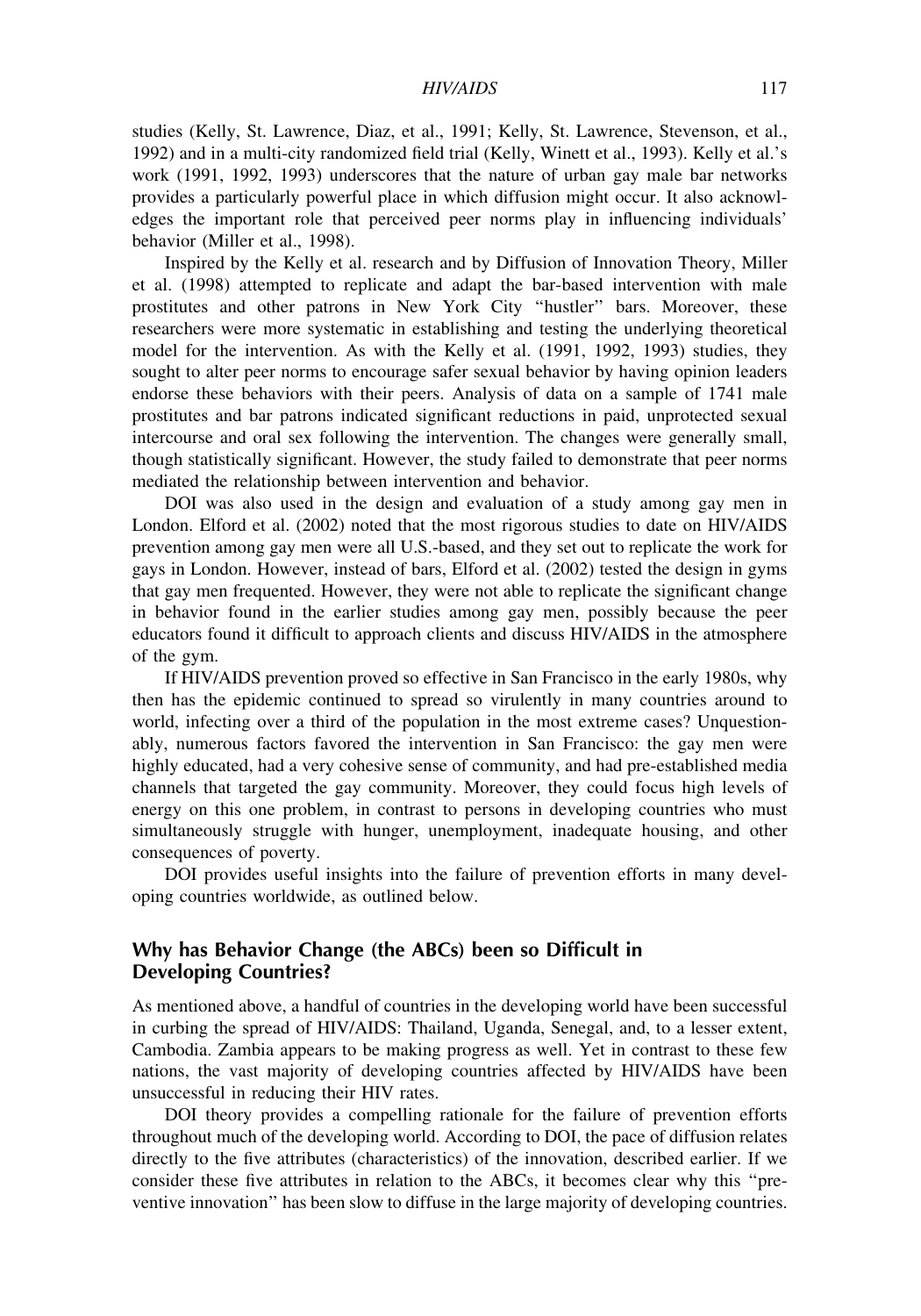studies (Kelly, St. Lawrence, Diaz, et al., 1991; Kelly, St. Lawrence, Stevenson, et al., 1992) and in a multi-city randomized field trial (Kelly, Winett et al., 1993). Kelly et al.'s work (1991, 1992, 1993) underscores that the nature of urban gay male bar networks provides a particularly powerful place in which diffusion might occur. It also acknowledges the important role that perceived peer norms play in influencing individuals' behavior (Miller et al., 1998).

Inspired by the Kelly et al. research and by Diffusion of Innovation Theory, Miller et al. (1998) attempted to replicate and adapt the bar-based intervention with male prostitutes and other patrons in New York City "hustler" bars. Moreover, these researchers were more systematic in establishing and testing the underlying theoretical model for the intervention. As with the Kelly et al. (1991, 1992, 1993) studies, they sought to alter peer norms to encourage safer sexual behavior by having opinion leaders endorse these behaviors with their peers. Analysis of data on a sample of 1741 male prostitutes and bar patrons indicated significant reductions in paid, unprotected sexual intercourse and oral sex following the intervention. The changes were generally small, though statistically significant. However, the study failed to demonstrate that peer norms mediated the relationship between intervention and behavior.

DOI was also used in the design and evaluation of a study among gay men in London. Elford et al. (2002) noted that the most rigorous studies to date on HIV/AIDS prevention among gay men were all U.S.-based, and they set out to replicate the work for gays in London. However, instead of bars, Elford et al. (2002) tested the design in gyms that gay men frequented. However, they were not able to replicate the significant change in behavior found in the earlier studies among gay men, possibly because the peer educators found it difficult to approach clients and discuss HIV/AIDS in the atmosphere of the gym.

If HIV/AIDS prevention proved so effective in San Francisco in the early 1980s, why then has the epidemic continued to spread so virulently in many countries around to world, infecting over a third of the population in the most extreme cases? Unquestionably, numerous factors favored the intervention in San Francisco: the gay men were highly educated, had a very cohesive sense of community, and had pre-established media channels that targeted the gay community. Moreover, they could focus high levels of energy on this one problem, in contrast to persons in developing countries who must simultaneously struggle with hunger, unemployment, inadequate housing, and other consequences of poverty.

DOI provides useful insights into the failure of prevention efforts in many developing countries worldwide, as outlined below.

## Why has Behavior Change (the ABCs) been so Difficult in Developing Countries?

As mentioned above, a handful of countries in the developing world have been successful in curbing the spread of HIV/AIDS: Thailand, Uganda, Senegal, and, to a lesser extent, Cambodia. Zambia appears to be making progress as well. Yet in contrast to these few nations, the vast majority of developing countries affected by HIV/AIDS have been unsuccessful in reducing their HIV rates.

DOI theory provides a compelling rationale for the failure of prevention efforts throughout much of the developing world. According to DOI, the pace of diffusion relates directly to the five attributes (characteristics) of the innovation, described earlier. If we consider these five attributes in relation to the ABCs, it becomes clear why this "preventive innovation" has been slow to diffuse in the large majority of developing countries.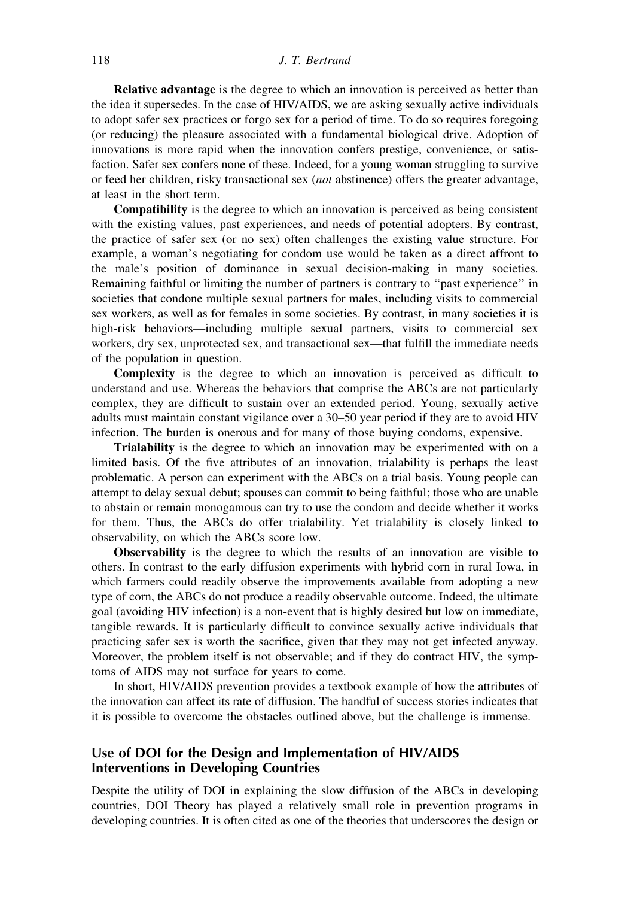**Relative advantage** is the degree to which an innovation is perceived as better than the idea it supersedes. In the case of HIV/AIDS, we are asking sexually active individuals to adopt safer sex practices or forgo sex for a period of time. To do so requires foregoing (or reducing) the pleasure associated with a fundamental biological drive. Adoption of innovations is more rapid when the innovation confers prestige, convenience, or satisfaction. Safer sex confers none of these. Indeed, for a young woman struggling to survive or feed her children, risky transactional sex (*not* abstinence) offers the greater advantage, at least in the short term.

**Compatibility** is the degree to which an innovation is perceived as being consistent with the existing values, past experiences, and needs of potential adopters. By contrast, the practice of safer sex (or no sex) often challenges the existing value structure. For example, a woman's negotiating for condom use would be taken as a direct affront to the male's position of dominance in sexual decision-making in many societies. Remaining faithful or limiting the number of partners is contrary to "past experience" in societies that condone multiple sexual partners for males, including visits to commercial sex workers, as well as for females in some societies. By contrast, in many societies it is high-risk behaviors—including multiple sexual partners, visits to commercial sex workers, dry sex, unprotected sex, and transactional sex—that fulfill the immediate needs of the population in question.

**Complexity** is the degree to which an innovation is perceived as difficult to understand and use. Whereas the behaviors that comprise the ABCs are not particularly complex, they are difficult to sustain over an extended period. Young, sexually active adults must maintain constant vigilance over a 30–50 year period if they are to avoid HIV infection. The burden is onerous and for many of those buying condoms, expensive.

**Trialability** is the degree to which an innovation may be experimented with on a limited basis. Of the five attributes of an innovation, trialability is perhaps the least problematic. A person can experiment with the ABCs on a trial basis. Young people can attempt to delay sexual debut; spouses can commit to being faithful; those who are unable to abstain or remain monogamous can try to use the condom and decide whether it works for them. Thus, the ABCs do offer trialability. Yet trialability is closely linked to observability, on which the ABCs score low.

**Observability** is the degree to which the results of an innovation are visible to others. In contrast to the early diffusion experiments with hybrid corn in rural Iowa, in which farmers could readily observe the improvements available from adopting a new type of corn, the ABCs do not produce a readily observable outcome. Indeed, the ultimate goal (avoiding HIV infection) is a non-event that is highly desired but low on immediate, tangible rewards. It is particularly difficult to convince sexually active individuals that practicing safer sex is worth the sacrifice, given that they may not get infected anyway. Moreover, the problem itself is not observable; and if they do contract HIV, the symptoms of AIDS may not surface for years to come.

In short, HIV/AIDS prevention provides a textbook example of how the attributes of the innovation can affect its rate of diffusion. The handful of success stories indicates that it is possible to overcome the obstacles outlined above, but the challenge is immense.

## Use of DOI for the Design and Implementation of HIV/AIDS Interventions in Developing Countries

Despite the utility of DOI in explaining the slow diffusion of the ABCs in developing countries, DOI Theory has played a relatively small role in prevention programs in developing countries. It is often cited as one of the theories that underscores the design or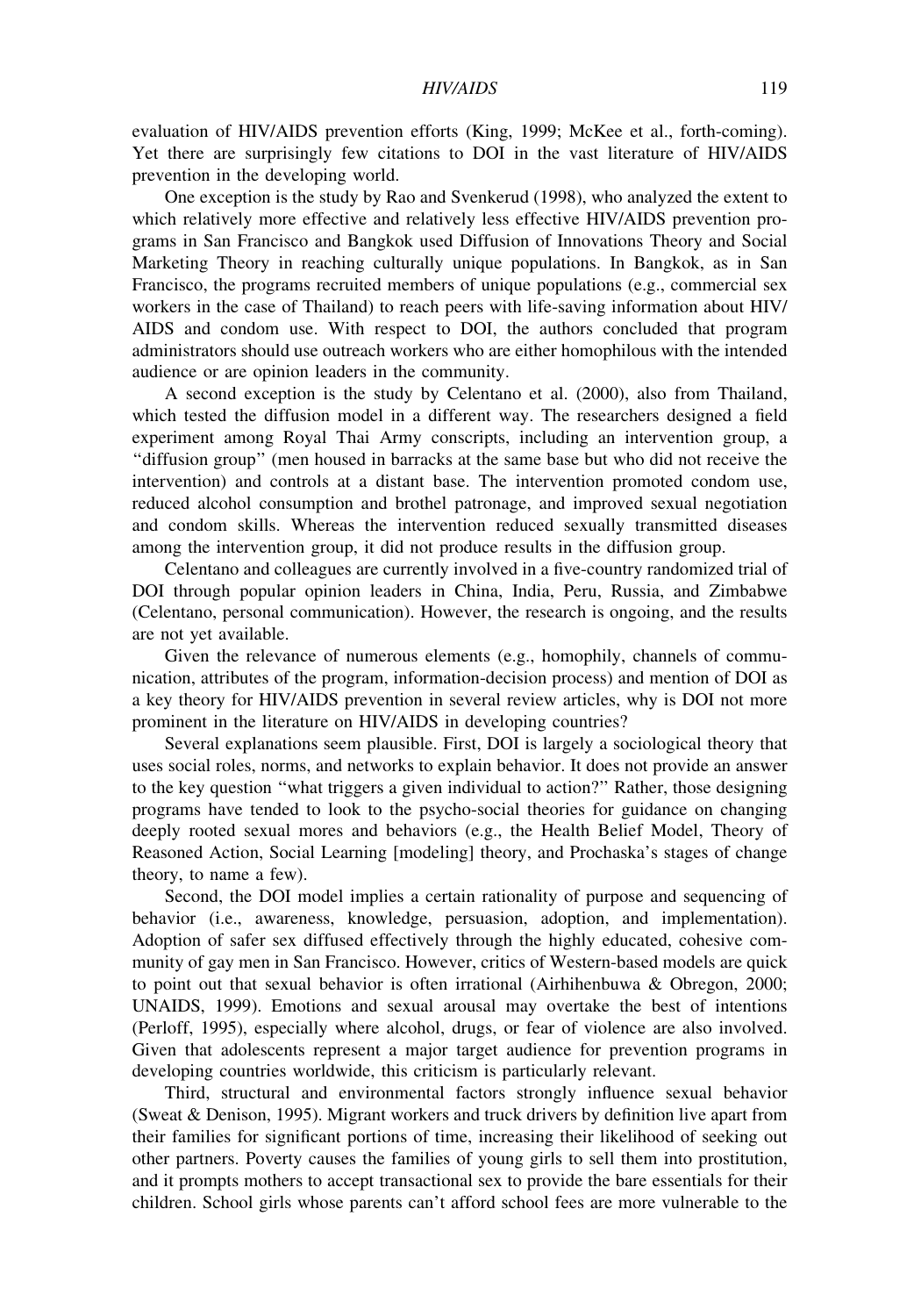evaluation of HIV/AIDS prevention efforts (King, 1999; McKee et al., forth-coming). Yet there are surprisingly few citations to DOI in the vast literature of HIV/AIDS prevention in the developing world.

One exception is the study by Rao and Svenkerud (1998), who analyzed the extent to which relatively more effective and relatively less effective HIV/AIDS prevention programs in San Francisco and Bangkok used Diffusion of Innovations Theory and Social Marketing Theory in reaching culturally unique populations. In Bangkok, as in San Francisco, the programs recruited members of unique populations (e.g., commercial sex workers in the case of Thailand) to reach peers with life-saving information about HIV/AIDS and condom use. With respect to DOI, the authors concluded that program administrators should use outreach workers who are either homophilous with the intended audience or are opinion leaders in the community.

A second exception is the study by Celentano et al. (2000), also from Thailand, which tested the diffusion model in a different way. The researchers designed a field experiment among Royal Thai Army conscripts, including an intervention group, a "diffusion group" (men housed in barracks at the same base but who did not receive the intervention) and controls at a distant base. The intervention promoted condom use, reduced alcohol consumption and brothel patronage, and improved sexual negotiation and condom skills. Whereas the intervention reduced sexually transmitted diseases among the intervention group, it did not produce results in the diffusion group.

Celentano and colleagues are currently involved in a five-country randomized trial of DOI through popular opinion leaders in China, India, Peru, Russia, and Zimbabwe (Celentano, personal communication). However, the research is ongoing, and the results are not yet available.

Given the relevance of numerous elements (e.g., homophily, channels of communication, attributes of the program, information-decision process) and mention of DOI as a key theory for HIV/AIDS prevention in several review articles, why is DOI not more prominent in the literature on HIV/AIDS in developing countries?

Several explanations seem plausible. First, DOI is largely a sociological theory that uses social roles, norms, and networks to explain behavior. It does not provide an answer to the key question "what triggers a given individual to action?" Rather, those designing programs have tended to look to the psycho-social theories for guidance on changing deeply rooted sexual mores and behaviors (e.g., the Health Belief Model, Theory of Reasoned Action, Social Learning [modeling] theory, and Prochaska's stages of change theory, to name a few).

Second, the DOI model implies a certain rationality of purpose and sequencing of behavior (i.e., awareness, knowledge, persuasion, adoption, and implementation). Adoption of safer sex diffused effectively through the highly educated, cohesive community of gay men in San Francisco. However, critics of Western-based models are quick to point out that sexual behavior is often irrational (Airhihenbuwa & Obregon, 2000; UNAIDS, 1999). Emotions and sexual arousal may overtake the best of intentions (Perloff, 1995), especially where alcohol, drugs, or fear of violence are also involved. Given that adolescents represent a major target audience for prevention programs in developing countries worldwide, this criticism is particularly relevant.

Third, structural and environmental factors strongly influence sexual behavior (Sweat & Denison, 1995). Migrant workers and truck drivers by definition live apart from their families for significant portions of time, increasing their likelihood of seeking out other partners. Poverty causes the families of young girls to sell them into prostitution, and it prompts mothers to accept transactional sex to provide the bare essentials for their children. School girls whose parents can't afford school fees are more vulnerable to the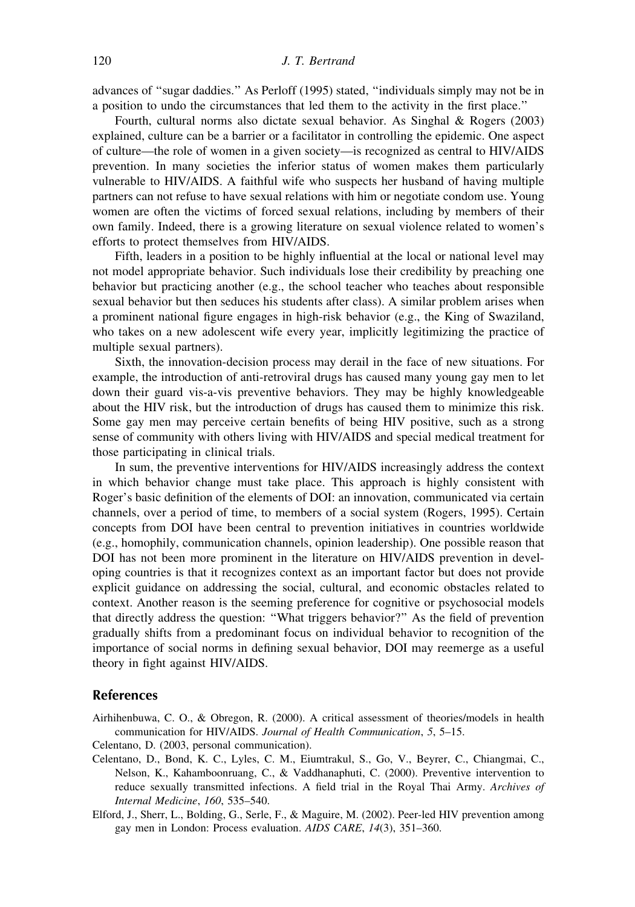advances of "sugar daddies." As Perloff (1995) stated, "individuals simply may not be in a position to undo the circumstances that led them to the activity in the first place."

Fourth, cultural norms also dictate sexual behavior. As Singhal & Rogers (2003) explained, culture can be a barrier or a facilitator in controlling the epidemic. One aspect of culture—the role of women in a given society—is recognized as central to HIV/AIDS prevention. In many societies the inferior status of women makes them particularly vulnerable to HIV/AIDS. A faithful wife who suspects her husband of having multiple partners can not refuse to have sexual relations with him or negotiate condom use. Young women are often the victims of forced sexual relations, including by members of their own family. Indeed, there is a growing literature on sexual violence related to women's efforts to protect themselves from HIV/AIDS.

Fifth, leaders in a position to be highly influential at the local or national level may not model appropriate behavior. Such individuals lose their credibility by preaching one behavior but practicing another (e.g., the school teacher who teaches about responsible sexual behavior but then seduces his students after class). A similar problem arises when a prominent national figure engages in high-risk behavior (e.g., the King of Swaziland, who takes on a new adolescent wife every year, implicitly legitimizing the practice of multiple sexual partners).

Sixth, the innovation-decision process may derail in the face of new situations. For example, the introduction of anti-retroviral drugs has caused many young gay men to let down their guard vis-a-vis preventive behaviors. They may be highly knowledgeable about the HIV risk, but the introduction of drugs has caused them to minimize this risk. Some gay men may perceive certain benefits of being HIV positive, such as a strong sense of community with others living with HIV/AIDS and special medical treatment for those participating in clinical trials.

In sum, the preventive interventions for HIV/AIDS increasingly address the context in which behavior change must take place. This approach is highly consistent with Roger's basic definition of the elements of DOI: an innovation, communicated via certain channels, over a period of time, to members of a social system (Rogers, 1995). Certain concepts from DOI have been central to prevention initiatives in countries worldwide (e.g., homophily, communication channels, opinion leadership). One possible reason that DOI has not been more prominent in the literature on HIV/AIDS prevention in developing countries is that it recognizes context as an important factor but does not provide explicit guidance on addressing the social, cultural, and economic obstacles related to context. Another reason is the seeming preference for cognitive or psychosocial models that directly address the question: "What triggers behavior?" As the field of prevention gradually shifts from a predominant focus on individual behavior to recognition of the importance of social norms in defining sexual behavior, DOI may reemerge as a useful theory in fight against HIV/AIDS.

## References

Airhihenbuwa, C. O., & Obregon, R. (2000). A critical assessment of theories/models in health communication for HIV/AIDS. *Journal of Health Communication*, *5*, 5–15.

Celentano, D. (2003, personal communication).

Celentano, D., Bond, K. C., Lyles, C. M., Eiumtrakul, S., Go, V., Beyrer, C., Chiangmai, C., Nelson, K., Kahamboonruang, C., & Vaddhanaphuti, C. (2000). Preventive intervention to reduce sexually transmitted infections. A field trial in the Royal Thai Army. *Archives of Internal Medicine*, *160*, 535–540.

Elford, J., Sherr, L., Bolding, G., Serle, F., & Maguire, M. (2002). Peer-led HIV prevention among gay men in London: Process evaluation. *AIDS CARE*, *14*(3), 351–360.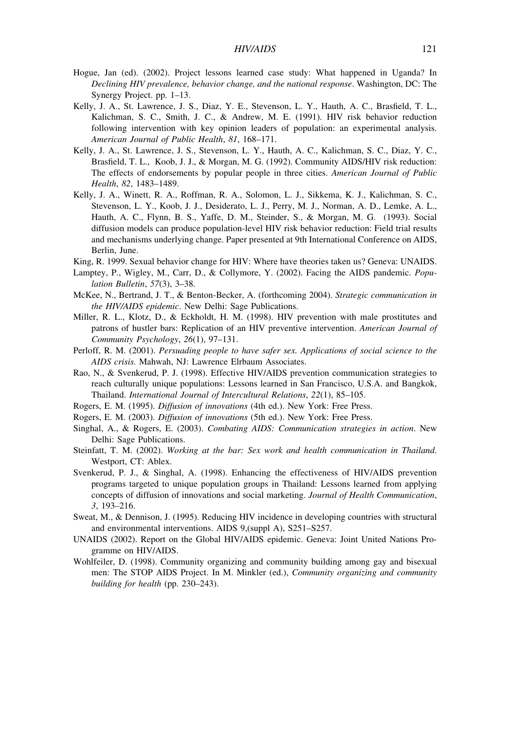Hogue, Jan (ed). (2002). Project lessons learned case study: What happened in Uganda? In *Declining HIV prevalence, behavior change, and the national response*. Washington, DC: The Synergy Project. pp. 1–13.

Kelly, J. A., St. Lawrence, J. S., Diaz, Y. E., Stevenson, L. Y., Hauth, A. C., Brasfield, T. L., Kalichman, S. C., Smith, J. C., & Andrew, M. E. (1991). HIV risk behavior reduction following intervention with key opinion leaders of population: an experimental analysis. *American Journal of Public Health*, *81*, 168–171.

Kelly, J. A., St. Lawrence, J. S., Stevenson, L. Y., Hauth, A. C., Kalichman, S. C., Diaz, Y. C., Brasfield, T. L., Koob, J. J., & Morgan, M. G. (1992). Community AIDS/HIV risk reduction: The effects of endorsements by popular people in three cities. *American Journal of Public Health*, *82*, 1483–1489.

Kelly, J. A., Winett, R. A., Roffman, R. A., Solomon, L. J., Sikkema, K. J., Kalichman, S. C., Stevenson, L. Y., Koob, J. J., Desiderato, L. J., Perry, M. J., Norman, A. D., Lemke, A. L., Hauth, A. C., Flynn, B. S., Yaffe, D. M., Steinder, S., & Morgan, M. G. (1993). Social diffusion models can produce population-level HIV risk behavior reduction: Field trial results and mechanisms underlying change. Paper presented at 9th International Conference on AIDS, Berlin, June.

King, R. 1999. Sexual behavior change for HIV: Where have theories taken us? Geneva: UNAIDS.

Lamptey, P., Wigley, M., Carr, D., & Collymore, Y. (2002). Facing the AIDS pandemic. *Population Bulletin*, *57*(3), 3–38.

McKee, N., Bertrand, J. T., & Benton-Becker, A. (forthcoming 2004). *Strategic communication in the HIV/AIDS epidemic*. New Delhi: Sage Publications.

Miller, R. L., Klotz, D., & Eckholdt, H. M. (1998). HIV prevention with male prostitutes and patrons of hustler bars: Replication of an HIV preventive intervention. *American Journal of Community Psychology*, *26*(1), 97–131.

Perloff, R. M. (2001). *Persuading people to have safer sex. Applications of social science to the AIDS crisis.* Mahwah, NJ: Lawrence Elrbaum Associates.

Rao, N., & Svenkerud, P. J. (1998). Effective HIV/AIDS prevention communication strategies to reach culturally unique populations: Lessons learned in San Francisco, U.S.A. and Bangkok, Thailand. *International Journal of Intercultural Relations*, *22*(1), 85–105.

Rogers, E. M. (1995). *Diffusion of innovations* (4th ed.). New York: Free Press.

Rogers, E. M. (2003). *Diffusion of innovations* (5th ed.). New York: Free Press.

Singhal, A., & Rogers, E. (2003). *Combating AIDS: Communication strategies in action*. New Delhi: Sage Publications.

Steinfatt, T. M. (2002). *Working at the bar: Sex work and health communication in Thailand*. Westport, CT: Ablex.

Svenkerud, P. J., & Singhal, A. (1998). Enhancing the effectiveness of HIV/AIDS prevention programs targeted to unique population groups in Thailand: Lessons learned from applying concepts of diffusion of innovations and social marketing. *Journal of Health Communication*, *3*, 193–216.

Sweat, M., & Dennison, J. (1995). Reducing HIV incidence in developing countries with structural and environmental interventions. AIDS 9,(suppl A), S251–S257.

UNAIDS (2002). Report on the Global HIV/AIDS epidemic. Geneva: Joint United Nations Programme on HIV/AIDS.

Wohlfeiler, D. (1998). Community organizing and community building among gay and bisexual men: The STOP AIDS Project. In M. Minkler (ed.), *Community organizing and community building for health* (pp. 230–243).